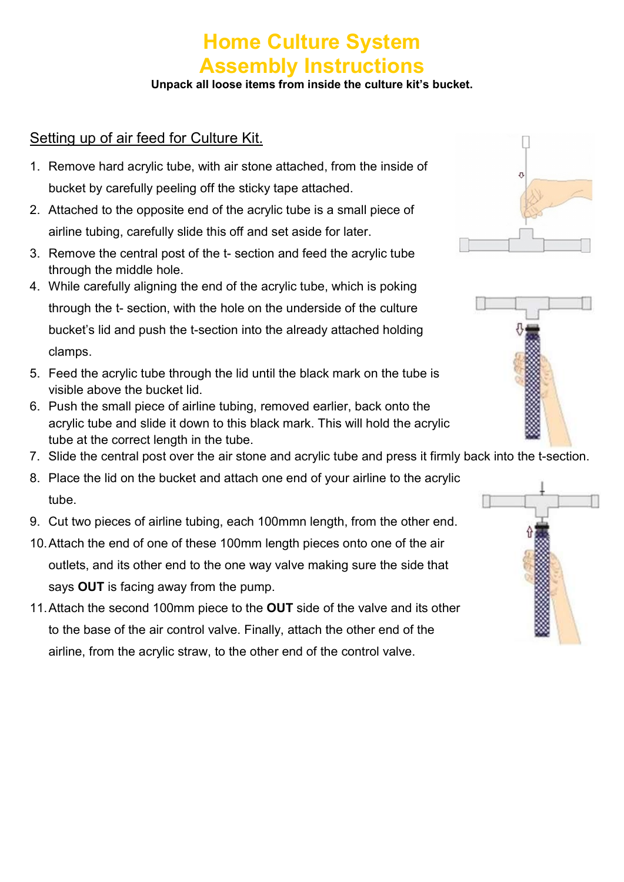# Home Culture System
# Assembly Instructions

**Unpack all loose items from inside the culture kit's bucket.**

## Setting up of air feed for Culture Kit.

1. Remove hard acrylic tube, with air stone attached, from the inside of bucket by carefully peeling off the sticky tape attached.
2. Attached to the opposite end of the acrylic tube is a small piece of airline tubing, carefully slide this off and set aside for later.
3. Remove the central post of the t- section and feed the acrylic tube through the middle hole.
4. While carefully aligning the end of the acrylic tube, which is poking through the t- section, with the hole on the underside of the culture bucket's lid and push the t-section into the already attached holding clamps.
5. Feed the acrylic tube through the lid until the black mark on the tube is visible above the bucket lid.
6. Push the small piece of airline tubing, removed earlier, back onto the acrylic tube and slide it down to this black mark. This will hold the acrylic tube at the correct length in the tube.
7. Slide the central post over the air stone and acrylic tube and press it firmly back into the t-section.
8. Place the lid on the bucket and attach one end of your airline to the acrylic tube.
9. Cut two pieces of airline tubing, each 100mmn length, from the other end.
10. Attach the end of one of these 100mm length pieces onto one of the air outlets, and its other end to the one way valve making sure the side that says **OUT** is facing away from the pump.
11. Attach the second 100mm piece to the **OUT** side of the valve and its other to the base of the air control valve. Finally, attach the other end of the airline, from the acrylic straw, to the other end of the control valve.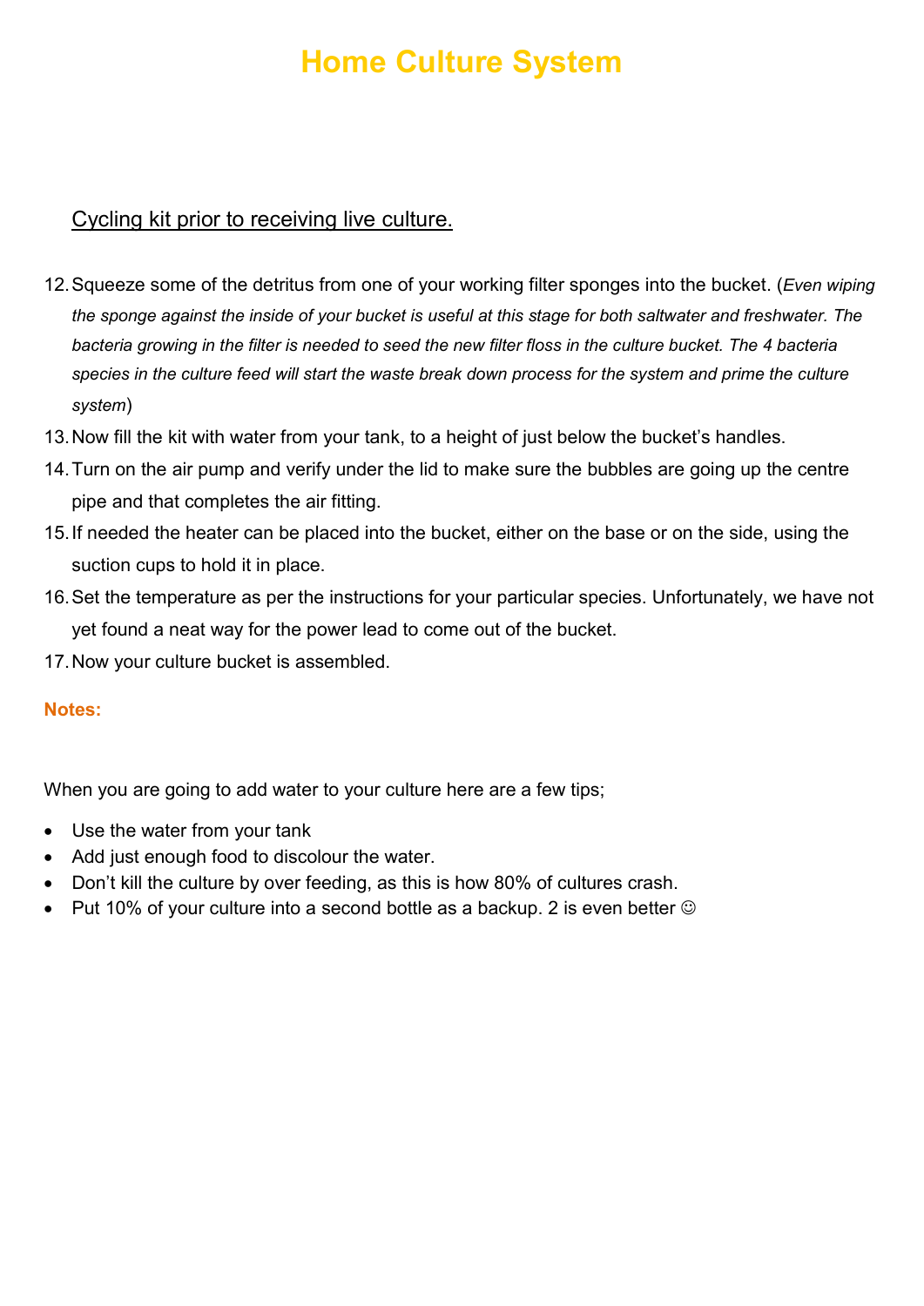# Home Culture System

Cycling kit prior to receiving live culture.

12. Squeeze some of the detritus from one of your working filter sponges into the bucket. (*Even wiping the sponge against the inside of your bucket is useful at this stage for both saltwater and freshwater. The bacteria growing in the filter is needed to seed the new filter floss in the culture bucket. The 4 bacteria species in the culture feed will start the waste break down process for the system and prime the culture system*)
13. Now fill the kit with water from your tank, to a height of just below the bucket's handles.
14. Turn on the air pump and verify under the lid to make sure the bubbles are going up the centre pipe and that completes the air fitting.
15. If needed the heater can be placed into the bucket, either on the base or on the side, using the suction cups to hold it in place.
16. Set the temperature as per the instructions for your particular species. Unfortunately, we have not yet found a neat way for the power lead to come out of the bucket.
17. Now your culture bucket is assembled.

**Notes:**

When you are going to add water to your culture here are a few tips;

- Use the water from your tank
- Add just enough food to discolour the water.
- Don't kill the culture by over feeding, as this is how 80% of cultures crash.
- Put 10% of your culture into a second bottle as a backup. 2 is even better ☺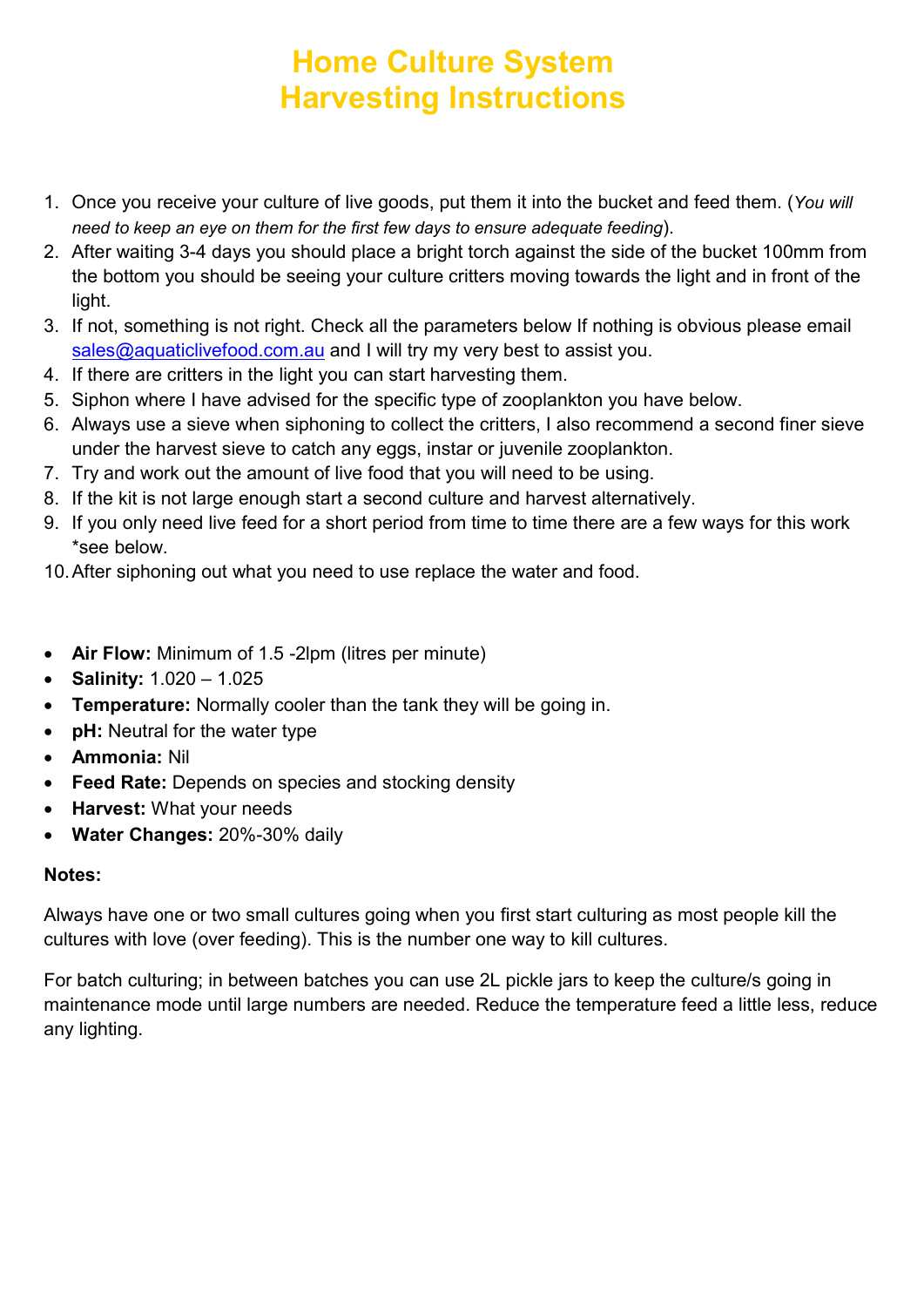# Home Culture System
# Harvesting Instructions

1. Once you receive your culture of live goods, put them it into the bucket and feed them. (*You will need to keep an eye on them for the first few days to ensure adequate feeding*).
2. After waiting 3-4 days you should place a bright torch against the side of the bucket 100mm from the bottom you should be seeing your culture critters moving towards the light and in front of the light.
3. If not, something is not right. Check all the parameters below If nothing is obvious please email sales@aquaticlivefood.com.au and I will try my very best to assist you.
4. If there are critters in the light you can start harvesting them.
5. Siphon where I have advised for the specific type of zooplankton you have below.
6. Always use a sieve when siphoning to collect the critters, I also recommend a second finer sieve under the harvest sieve to catch any eggs, instar or juvenile zooplankton.
7. Try and work out the amount of live food that you will need to be using.
8. If the kit is not large enough start a second culture and harvest alternatively.
9. If you only need live feed for a short period from time to time there are a few ways for this work *see below.
10. After siphoning out what you need to use replace the water and food.

- **Air Flow:** Minimum of 1.5 -2lpm (litres per minute)
- **Salinity:** 1.020 – 1.025
- **Temperature:** Normally cooler than the tank they will be going in.
- **pH:** Neutral for the water type
- **Ammonia:** Nil
- **Feed Rate:** Depends on species and stocking density
- **Harvest:** What your needs
- **Water Changes:** 20%-30% daily

**Notes:**

Always have one or two small cultures going when you first start culturing as most people kill the cultures with love (over feeding). This is the number one way to kill cultures.

For batch culturing; in between batches you can use 2L pickle jars to keep the culture/s going in maintenance mode until large numbers are needed. Reduce the temperature feed a little less, reduce any lighting.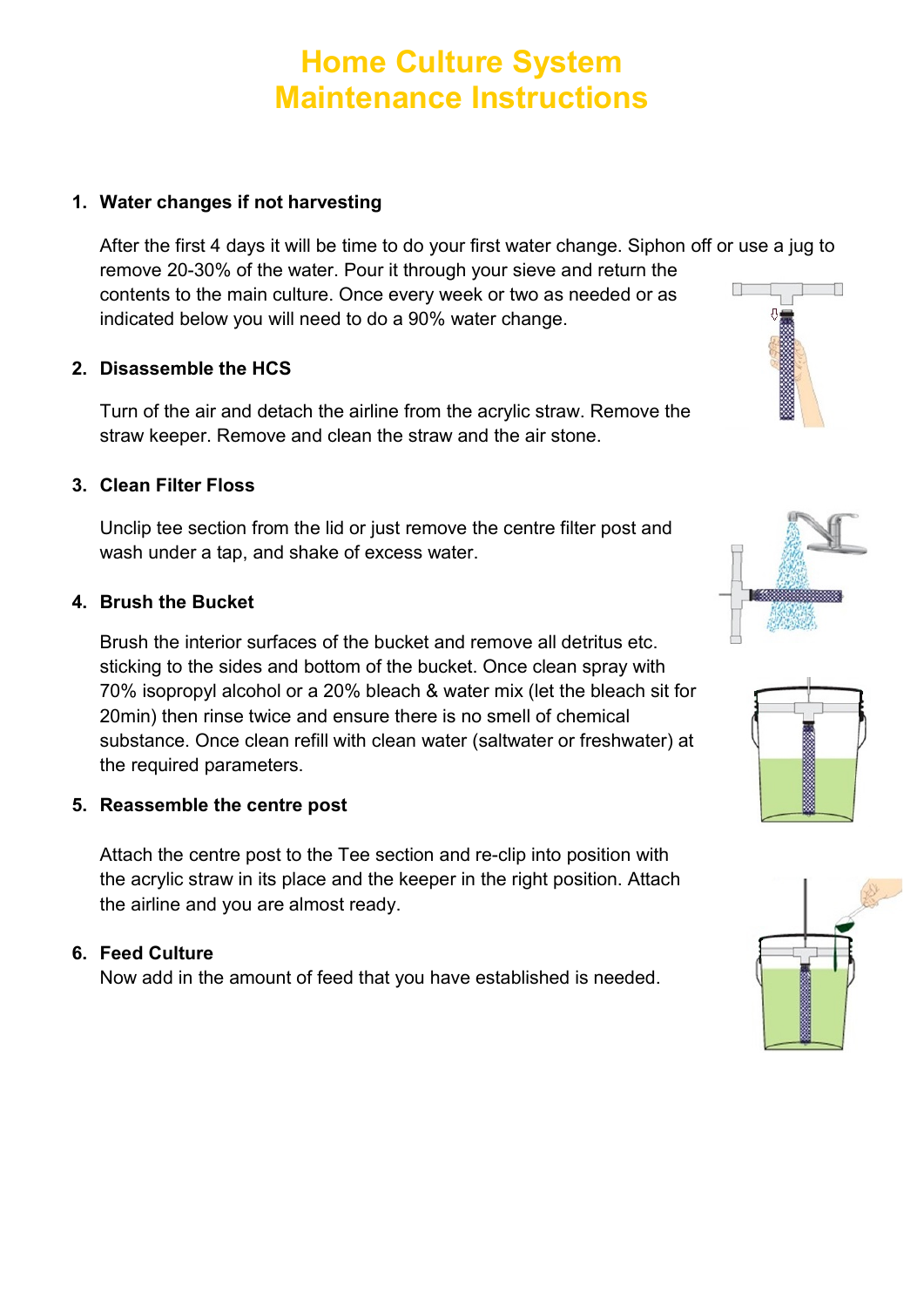# Home Culture System Maintenance Instructions

1. **Water changes if not harvesting**

   After the first 4 days it will be time to do your first water change. Siphon off or use a jug to remove 20-30% of the water. Pour it through your sieve and return the contents to the main culture. Once every week or two as needed or as indicated below you will need to do a 90% water change.

2. **Disassemble the HCS**

   Turn of the air and detach the airline from the acrylic straw. Remove the straw keeper. Remove and clean the straw and the air stone.

3. **Clean Filter Floss**

   Unclip tee section from the lid or just remove the centre filter post and wash under a tap, and shake of excess water.

4. **Brush the Bucket**

   Brush the interior surfaces of the bucket and remove all detritus etc. sticking to the sides and bottom of the bucket. Once clean spray with 70% isopropyl alcohol or a 20% bleach & water mix (let the bleach sit for 20min) then rinse twice and ensure there is no smell of chemical substance. Once clean refill with clean water (saltwater or freshwater) at the required parameters.

5. **Reassemble the centre post**

   Attach the centre post to the Tee section and re-clip into position with the acrylic straw in its place and the keeper in the right position. Attach the airline and you are almost ready.

6. **Feed Culture**

   Now add in the amount of feed that you have established is needed.